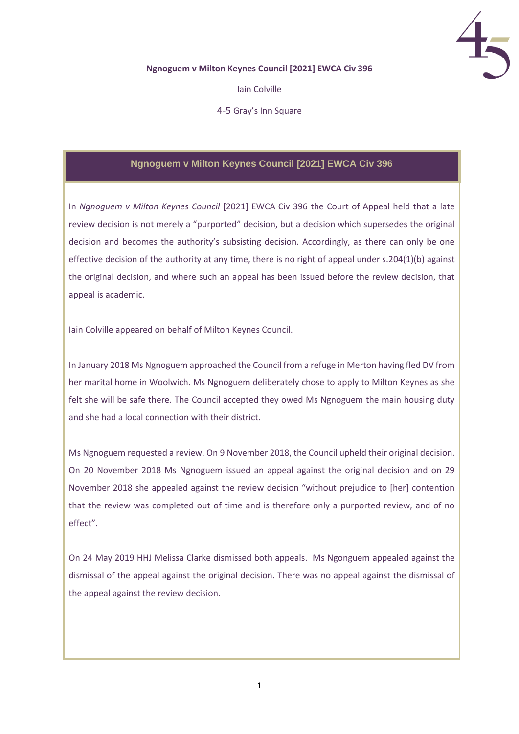**Ngnoguem v Milton Keynes Council [2021] EWCA Civ 396**

Iain Colville

4-5 Gray's Inn Square

## Ngnoguem v Milton Keynes Council [2021] EWCA Civ 396

In *Ngnoguem v Milton Keynes Council* [2021] EWCA Civ 396 the Court of Appeal held that a late review decision is not merely a "purported" decision, but a decision which supersedes the original decision and becomes the authority's subsisting decision. Accordingly, as there can only be one effective decision of the authority at any time, there is no right of appeal under s.204(1)(b) against the original decision, and where such an appeal has been issued before the review decision, that appeal is academic.

Iain Colville appeared on behalf of Milton Keynes Council.

In January 2018 Ms Ngnoguem approached the Council from a refuge in Merton having fled DV from her marital home in Woolwich. Ms Ngnoguem deliberately chose to apply to Milton Keynes as she felt she will be safe there. The Council accepted they owed Ms Ngnoguem the main housing duty and she had a local connection with their district.

Ms Ngnoguem requested a review. On 9 November 2018, the Council upheld their original decision. On 20 November 2018 Ms Ngnoguem issued an appeal against the original decision and on 29 November 2018 she appealed against the review decision "without prejudice to [her] contention that the review was completed out of time and is therefore only a purported review, and of no effect".

On 24 May 2019 HHJ Melissa Clarke dismissed both appeals. Ms Ngonguem appealed against the dismissal of the appeal against the original decision. There was no appeal against the dismissal of the appeal against the review decision.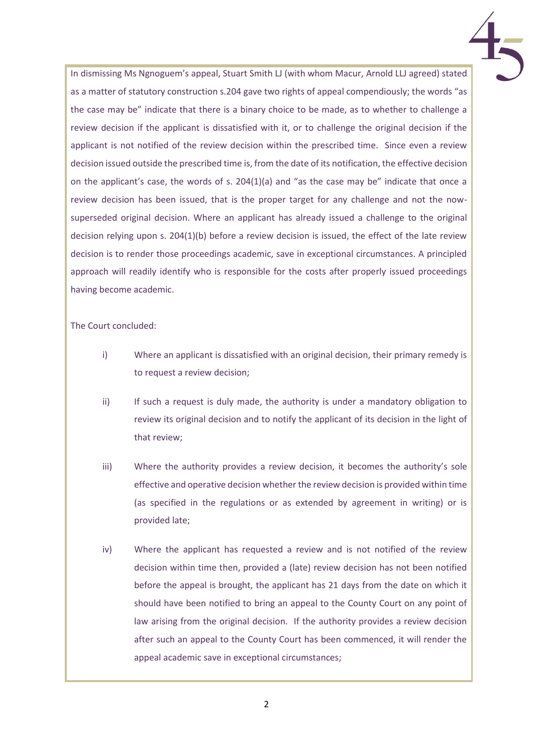In dismissing Ms Ngnoguem's appeal, Stuart Smith LJ (with whom Macur, Arnold LJJ agreed) stated as a matter of statutory construction s.204 gave two rights of appeal compendiously; the words "as the case may be" indicate that there is a binary choice to be made, as to whether to challenge a review decision if the applicant is dissatisfied with it, or to challenge the original decision if the applicant is not notified of the review decision within the prescribed time. Since even a review decision issued outside the prescribed time is, from the date of its notification, the effective decision on the applicant's case, the words of s. 204(1)(a) and "as the case may be" indicate that once a review decision has been issued, that is the proper target for any challenge and not the now-superseded original decision. Where an applicant has already issued a challenge to the original decision relying upon s. 204(1)(b) before a review decision is issued, the effect of the late review decision is to render those proceedings academic, save in exceptional circumstances. A principled approach will readily identify who is responsible for the costs after properly issued proceedings having become academic.

The Court concluded:

i) Where an applicant is dissatisfied with an original decision, their primary remedy is to request a review decision;

ii) If such a request is duly made, the authority is under a mandatory obligation to review its original decision and to notify the applicant of its decision in the light of that review;

iii) Where the authority provides a review decision, it becomes the authority's sole effective and operative decision whether the review decision is provided within time (as specified in the regulations or as extended by agreement in writing) or is provided late;

iv) Where the applicant has requested a review and is not notified of the review decision within time then, provided a (late) review decision has not been notified before the appeal is brought, the applicant has 21 days from the date on which it should have been notified to bring an appeal to the County Court on any point of law arising from the original decision. If the authority provides a review decision after such an appeal to the County Court has been commenced, it will render the appeal academic save in exceptional circumstances;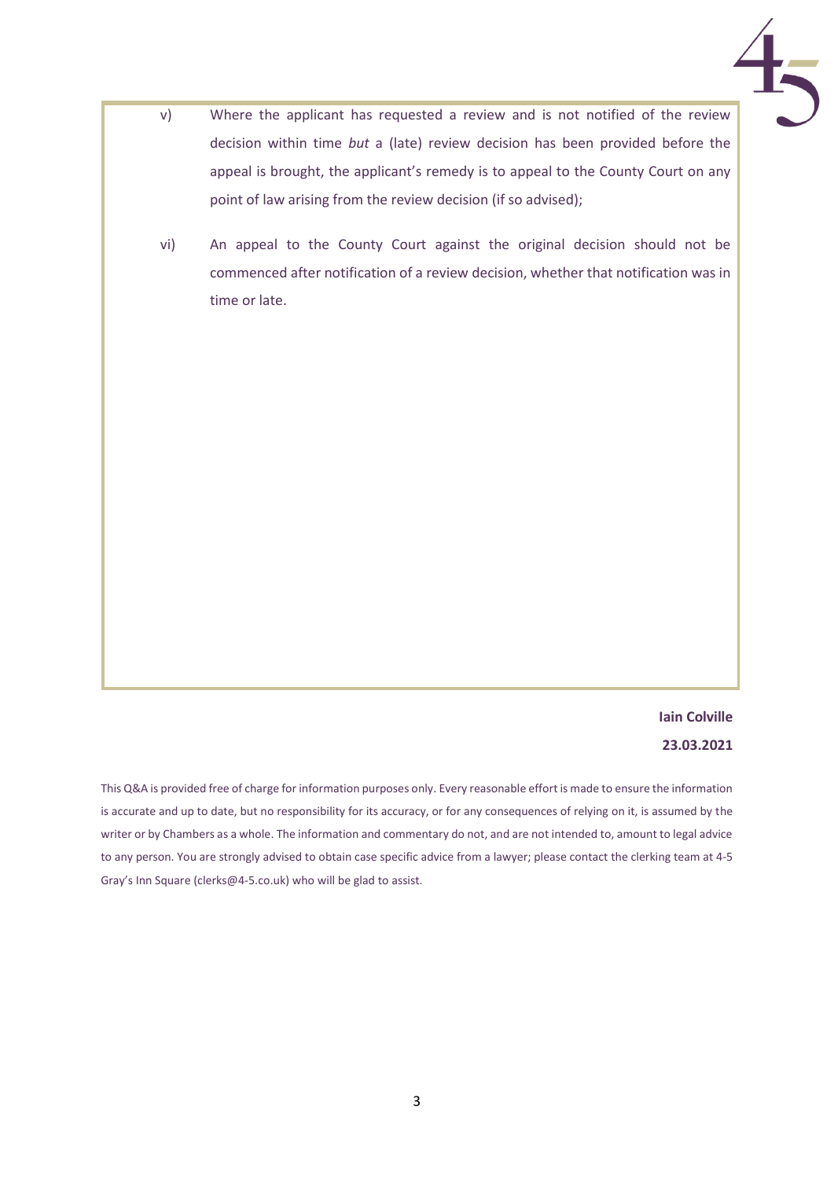v) Where the applicant has requested a review and is not notified of the review decision within time *but* a (late) review decision has been provided before the appeal is brought, the applicant's remedy is to appeal to the County Court on any point of law arising from the review decision (if so advised);

vi) An appeal to the County Court against the original decision should not be commenced after notification of a review decision, whether that notification was in time or late.

**Iain Colville**

**23.03.2021**

This Q&A is provided free of charge for information purposes only. Every reasonable effort is made to ensure the information is accurate and up to date, but no responsibility for its accuracy, or for any consequences of relying on it, is assumed by the writer or by Chambers as a whole. The information and commentary do not, and are not intended to, amount to legal advice to any person. You are strongly advised to obtain case specific advice from a lawyer; please contact the clerking team at 4-5 Gray's Inn Square (clerks@4-5.co.uk) who will be glad to assist.